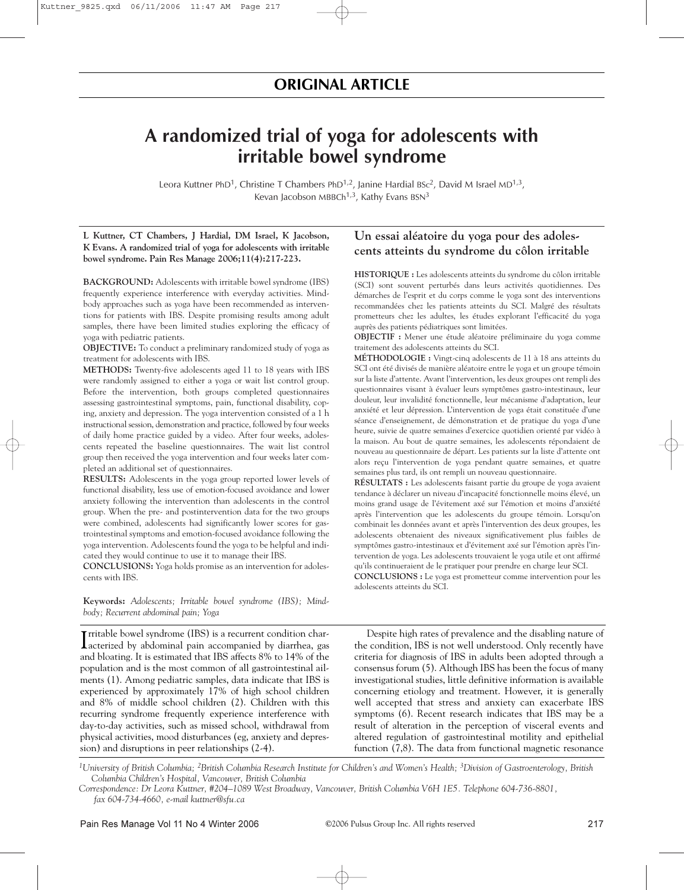ORIGINAL ARTICLE

# A randomized trial of yoga for adolescents with irritable bowel syndrome

Leora Kuttner PhD[1], Christine T Chambers PhD[1,2], Janine Hardial BSc[2], David M Israel MD[1,3], Kevan Jacobson MBBCh[1,3], Kathy Evans BSN[3]

**L Kuttner, CT Chambers, J Hardial, DM Israel, K Jacobson, K Evans. A randomized trial of yoga for adolescents with irritable bowel syndrome. Pain Res Manage 2006;11(4):217-223.**

**BACKGROUND:** Adolescents with irritable bowel syndrome (IBS) frequently experience interference with everyday activities. Mind-body approaches such as yoga have been recommended as interventions for patients with IBS. Despite promising results among adult samples, there have been limited studies exploring the efficacy of yoga with pediatric patients.

**OBJECTIVE:** To conduct a preliminary randomized study of yoga as treatment for adolescents with IBS.

**METHODS:** Twenty-five adolescents aged 11 to 18 years with IBS were randomly assigned to either a yoga or wait list control group. Before the intervention, both groups completed questionnaires assessing gastrointestinal symptoms, pain, functional disability, coping, anxiety and depression. The yoga intervention consisted of a 1 h instructional session, demonstration and practice, followed by four weeks of daily home practice guided by a video. After four weeks, adolescents repeated the baseline questionnaires. The wait list control group then received the yoga intervention and four weeks later completed an additional set of questionnaires.

**RESULTS:** Adolescents in the yoga group reported lower levels of functional disability, less use of emotion-focused avoidance and lower anxiety following the intervention than adolescents in the control group. When the pre- and postintervention data for the two groups were combined, adolescents had significantly lower scores for gastrointestinal symptoms and emotion-focused avoidance following the yoga intervention. Adolescents found the yoga to be helpful and indicated they would continue to use it to manage their IBS.

**CONCLUSIONS:** Yoga holds promise as an intervention for adolescents with IBS.

**Keywords:** *Adolescents; Irritable bowel syndrome (IBS); Mind-body; Recurrent abdominal pain; Yoga*

## Un essai aléatoire du yoga pour des adolescents atteints du syndrome du côlon irritable

**HISTORIQUE :** Les adolescents atteints du syndrome du côlon irritable (SCI) sont souvent perturbés dans leurs activités quotidiennes. Des démarches de l'esprit et du corps comme le yoga sont des interventions recommandées chez les patients atteints du SCI. Malgré des résultats prometteurs chez les adultes, les études explorant l'efficacité du yoga auprès des patients pédiatriques sont limitées.

**OBJECTIF :** Mener une étude aléatoire préliminaire du yoga comme traitement des adolescents atteints du SCI.

**MÉTHODOLOGIE :** Vingt-cinq adolescents de 11 à 18 ans atteints du SCI ont été divisés de manière aléatoire entre le yoga et un groupe témoin sur la liste d'attente. Avant l'intervention, les deux groupes ont rempli des questionnaires visant à évaluer leurs symptômes gastro-intestinaux, leur douleur, leur invalidité fonctionnelle, leur mécanisme d'adaptation, leur anxiété et leur dépression. L'intervention de yoga était constituée d'une séance d'enseignement, de démonstration et de pratique du yoga d'une heure, suivie de quatre semaines d'exercice quotidien orienté par vidéo à la maison. Au bout de quatre semaines, les adolescents répondaient de nouveau au questionnaire de départ. Les patients sur la liste d'attente ont alors reçu l'intervention de yoga pendant quatre semaines, et quatre semaines plus tard, ils ont rempli un nouveau questionnaire.

**RÉSULTATS :** Les adolescents faisant partie du groupe de yoga avaient tendance à déclarer un niveau d'incapacité fonctionnelle moins élevé, un moins grand usage de l'évitement axé sur l'émotion et moins d'anxiété après l'intervention que les adolescents du groupe témoin. Lorsqu'on combinait les données avant et après l'intervention des deux groupes, les adolescents obtenaient des niveaux significativement plus faibles de symptômes gastro-intestinaux et d'évitement axé sur l'émotion après l'intervention de yoga. Les adolescents trouvaient le yoga utile et ont affirmé qu'ils continueraient de le pratiquer pour prendre en charge leur SCI.

**CONCLUSIONS :** Le yoga est prometteur comme intervention pour les adolescents atteints du SCI.

Irritable bowel syndrome (IBS) is a recurrent condition characterized by abdominal pain accompanied by diarrhea, gas and bloating. It is estimated that IBS affects 8% to 14% of the population and is the most common of all gastrointestinal ailments (1). Among pediatric samples, data indicate that IBS is experienced by approximately 17% of high school children and 8% of middle school children (2). Children with this recurring syndrome frequently experience interference with day-to-day activities, such as missed school, withdrawal from physical activities, mood disturbances (eg, anxiety and depression) and disruptions in peer relationships (2-4).

Despite high rates of prevalence and the disabling nature of the condition, IBS is not well understood. Only recently have criteria for diagnosis of IBS in adults been adopted through a consensus forum (5). Although IBS has been the focus of many investigational studies, little definitive information is available concerning etiology and treatment. However, it is generally well accepted that stress and anxiety can exacerbate IBS symptoms (6). Recent research indicates that IBS may be a result of alteration in the perception of visceral events and altered regulation of gastrointestinal motility and epithelial function (7,8). The data from functional magnetic resonance

[1]University of British Columbia; [2]British Columbia Research Institute for Children's and Women's Health; [3]Division of Gastroenterology, British Columbia Children's Hospital, Vancouver, British Columbia

Correspondence: Dr Leora Kuttner, #204–1089 West Broadway, Vancouver, British Columbia V6H 1E5. Telephone 604-736-8801, fax 604-734-4660, e-mail kuttner@sfu.ca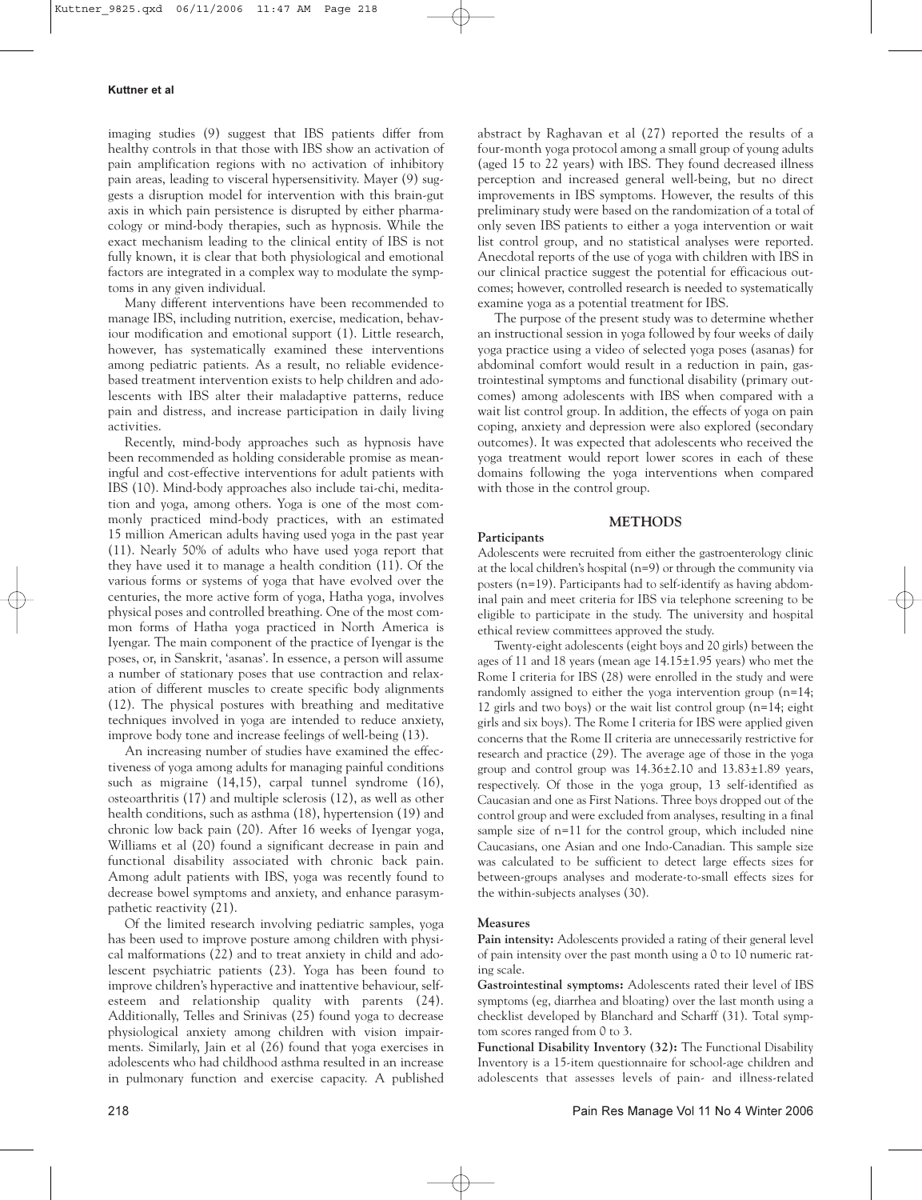imaging studies (9) suggest that IBS patients differ from healthy controls in that those with IBS show an activation of pain amplification regions with no activation of inhibitory pain areas, leading to visceral hypersensitivity. Mayer (9) suggests a disruption model for intervention with this brain-gut axis in which pain persistence is disrupted by either pharmacology or mind-body therapies, such as hypnosis. While the exact mechanism leading to the clinical entity of IBS is not fully known, it is clear that both physiological and emotional factors are integrated in a complex way to modulate the symptoms in any given individual.

Many different interventions have been recommended to manage IBS, including nutrition, exercise, medication, behaviour modification and emotional support (1). Little research, however, has systematically examined these interventions among pediatric patients. As a result, no reliable evidence-based treatment intervention exists to help children and adolescents with IBS alter their maladaptive patterns, reduce pain and distress, and increase participation in daily living activities.

Recently, mind-body approaches such as hypnosis have been recommended as holding considerable promise as meaningful and cost-effective interventions for adult patients with IBS (10). Mind-body approaches also include tai-chi, meditation and yoga, among others. Yoga is one of the most commonly practiced mind-body practices, with an estimated 15 million American adults having used yoga in the past year (11). Nearly 50% of adults who have used yoga report that they have used it to manage a health condition (11). Of the various forms or systems of yoga that have evolved over the centuries, the more active form of yoga, Hatha yoga, involves physical poses and controlled breathing. One of the most common forms of Hatha yoga practiced in North America is Iyengar. The main component of the practice of Iyengar is the poses, or, in Sanskrit, 'asanas'. In essence, a person will assume a number of stationary poses that use contraction and relaxation of different muscles to create specific body alignments (12). The physical postures with breathing and meditative techniques involved in yoga are intended to reduce anxiety, improve body tone and increase feelings of well-being (13).

An increasing number of studies have examined the effectiveness of yoga among adults for managing painful conditions such as migraine (14,15), carpal tunnel syndrome (16), osteoarthritis (17) and multiple sclerosis (12), as well as other health conditions, such as asthma (18), hypertension (19) and chronic low back pain (20). After 16 weeks of Iyengar yoga, Williams et al (20) found a significant decrease in pain and functional disability associated with chronic back pain. Among adult patients with IBS, yoga was recently found to decrease bowel symptoms and anxiety, and enhance parasympathetic reactivity (21).

Of the limited research involving pediatric samples, yoga has been used to improve posture among children with physical malformations (22) and to treat anxiety in child and adolescent psychiatric patients (23). Yoga has been found to improve children's hyperactive and inattentive behaviour, self-esteem and relationship quality with parents (24). Additionally, Telles and Srinivas (25) found yoga to decrease physiological anxiety among children with vision impairments. Similarly, Jain et al (26) found that yoga exercises in adolescents who had childhood asthma resulted in an increase in pulmonary function and exercise capacity. A published abstract by Raghavan et al (27) reported the results of a four-month yoga protocol among a small group of young adults (aged 15 to 22 years) with IBS. They found decreased illness perception and increased general well-being, but no direct improvements in IBS symptoms. However, the results of this preliminary study were based on the randomization of a total of only seven IBS patients to either a yoga intervention or wait list control group, and no statistical analyses were reported. Anecdotal reports of the use of yoga with children with IBS in our clinical practice suggest the potential for efficacious outcomes; however, controlled research is needed to systematically examine yoga as a potential treatment for IBS.

The purpose of the present study was to determine whether an instructional session in yoga followed by four weeks of daily yoga practice using a video of selected yoga poses (asanas) for abdominal comfort would result in a reduction in pain, gastrointestinal symptoms and functional disability (primary outcomes) among adolescents with IBS when compared with a wait list control group. In addition, the effects of yoga on pain coping, anxiety and depression were also explored (secondary outcomes). It was expected that adolescents who received the yoga treatment would report lower scores in each of these domains following the yoga interventions when compared with those in the control group.

## METHODS

### Participants

Adolescents were recruited from either the gastroenterology clinic at the local children's hospital (n=9) or through the community via posters (n=19). Participants had to self-identify as having abdominal pain and meet criteria for IBS via telephone screening to be eligible to participate in the study. The university and hospital ethical review committees approved the study.

Twenty-eight adolescents (eight boys and 20 girls) between the ages of 11 and 18 years (mean age 14.15±1.95 years) who met the Rome I criteria for IBS (28) were enrolled in the study and were randomly assigned to either the yoga intervention group (n=14; 12 girls and two boys) or the wait list control group (n=14; eight girls and six boys). The Rome I criteria for IBS were applied given concerns that the Rome II criteria are unnecessarily restrictive for research and practice (29). The average age of those in the yoga group and control group was 14.36±2.10 and 13.83±1.89 years, respectively. Of those in the yoga group, 13 self-identified as Caucasian and one as First Nations. Three boys dropped out of the control group and were excluded from analyses, resulting in a final sample size of n=11 for the control group, which included nine Caucasians, one Asian and one Indo-Canadian. This sample size was calculated to be sufficient to detect large effects sizes for between-groups analyses and moderate-to-small effects sizes for the within-subjects analyses (30).

### Measures

**Pain intensity:** Adolescents provided a rating of their general level of pain intensity over the past month using a 0 to 10 numeric rating scale.

**Gastrointestinal symptoms:** Adolescents rated their level of IBS symptoms (eg, diarrhea and bloating) over the last month using a checklist developed by Blanchard and Scharff (31). Total symptom scores ranged from 0 to 3.

**Functional Disability Inventory (32):** The Functional Disability Inventory is a 15-item questionnaire for school-age children and adolescents that assesses levels of pain- and illness-related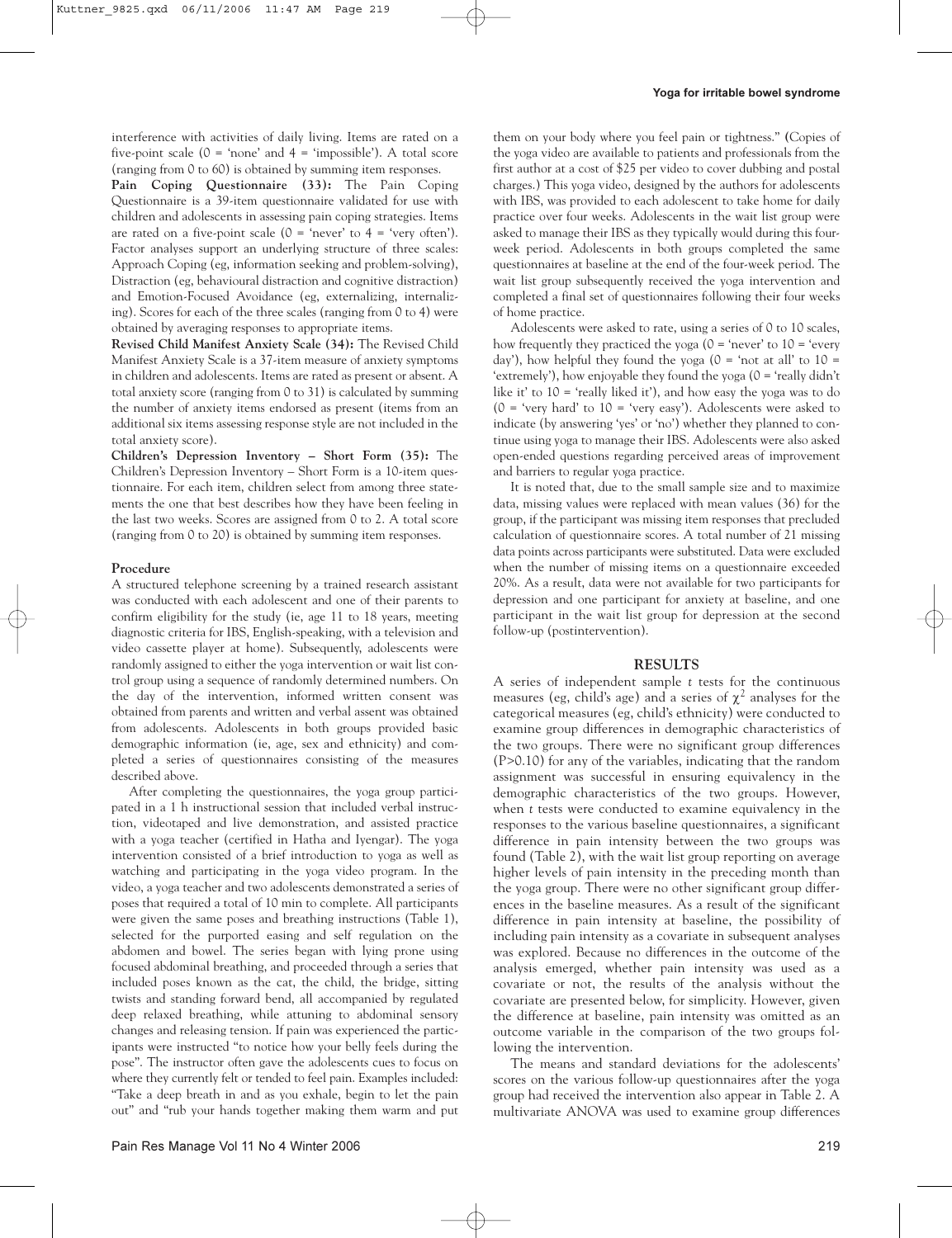interference with activities of daily living. Items are rated on a five-point scale (0 = 'none' and 4 = 'impossible'). A total score (ranging from 0 to 60) is obtained by summing item responses.

**Pain Coping Questionnaire (33):** The Pain Coping Questionnaire is a 39-item questionnaire validated for use with children and adolescents in assessing pain coping strategies. Items are rated on a five-point scale (0 = 'never' to 4 = 'very often'). Factor analyses support an underlying structure of three scales: Approach Coping (eg, information seeking and problem-solving), Distraction (eg, behavioural distraction and cognitive distraction) and Emotion-Focused Avoidance (eg, externalizing, internalizing). Scores for each of the three scales (ranging from 0 to 4) were obtained by averaging responses to appropriate items.

**Revised Child Manifest Anxiety Scale (34):** The Revised Child Manifest Anxiety Scale is a 37-item measure of anxiety symptoms in children and adolescents. Items are rated as present or absent. A total anxiety score (ranging from 0 to 31) is calculated by summing the number of anxiety items endorsed as present (items from an additional six items assessing response style are not included in the total anxiety score).

**Children's Depression Inventory – Short Form (35):** The Children's Depression Inventory – Short Form is a 10-item questionnaire. For each item, children select from among three statements the one that best describes how they have been feeling in the last two weeks. Scores are assigned from 0 to 2. A total score (ranging from 0 to 20) is obtained by summing item responses.

### Procedure

A structured telephone screening by a trained research assistant was conducted with each adolescent and one of their parents to confirm eligibility for the study (ie, age 11 to 18 years, meeting diagnostic criteria for IBS, English-speaking, with a television and video cassette player at home). Subsequently, adolescents were randomly assigned to either the yoga intervention or wait list control group using a sequence of randomly determined numbers. On the day of the intervention, informed written consent was obtained from parents and written and verbal assent was obtained from adolescents. Adolescents in both groups provided basic demographic information (ie, age, sex and ethnicity) and completed a series of questionnaires consisting of the measures described above.

After completing the questionnaires, the yoga group participated in a 1 h instructional session that included verbal instruction, videotaped and live demonstration, and assisted practice with a yoga teacher (certified in Hatha and Iyengar). The yoga intervention consisted of a brief introduction to yoga as well as watching and participating in the yoga video program. In the video, a yoga teacher and two adolescents demonstrated a series of poses that required a total of 10 min to complete. All participants were given the same poses and breathing instructions (Table 1), selected for the purported easing and self regulation on the abdomen and bowel. The series began with lying prone using focused abdominal breathing, and proceeded through a series that included poses known as the cat, the child, the bridge, sitting twists and standing forward bend, all accompanied by regulated deep relaxed breathing, while attuning to abdominal sensory changes and releasing tension. If pain was experienced the participants were instructed "to notice how your belly feels during the pose". The instructor often gave the adolescents cues to focus on where they currently felt or tended to feel pain. Examples included: "Take a deep breath in and as you exhale, begin to let the pain out" and "rub your hands together making them warm and put them on your body where you feel pain or tightness." (Copies of the yoga video are available to patients and professionals from the first author at a cost of $25 per video to cover dubbing and postal charges.) This yoga video, designed by the authors for adolescents with IBS, was provided to each adolescent to take home for daily practice over four weeks. Adolescents in the wait list group were asked to manage their IBS as they typically would during this four-week period. Adolescents in both groups completed the same questionnaires at baseline at the end of the four-week period. The wait list group subsequently received the yoga intervention and completed a final set of questionnaires following their four weeks of home practice.

Adolescents were asked to rate, using a series of 0 to 10 scales, how frequently they practiced the yoga (0 = 'never' to 10 = 'every day'), how helpful they found the yoga (0 = 'not at all' to 10 = 'extremely'), how enjoyable they found the yoga (0 = 'really didn't like it' to 10 = 'really liked it'), and how easy the yoga was to do (0 = 'very hard' to 10 = 'very easy'). Adolescents were asked to indicate (by answering 'yes' or 'no') whether they planned to continue using yoga to manage their IBS. Adolescents were also asked open-ended questions regarding perceived areas of improvement and barriers to regular yoga practice.

It is noted that, due to the small sample size and to maximize data, missing values were replaced with mean values (36) for the group, if the participant was missing item responses that precluded calculation of questionnaire scores. A total number of 21 missing data points across participants were substituted. Data were excluded when the number of missing items on a questionnaire exceeded 20%. As a result, data were not available for two participants for depression and one participant for anxiety at baseline, and one participant in the wait list group for depression at the second follow-up (postintervention).

## RESULTS

A series of independent sample *t* tests for the continuous measures (eg, child's age) and a series of $\chi^2$ analyses for the categorical measures (eg, child's ethnicity) were conducted to examine group differences in demographic characteristics of the two groups. There were no significant group differences ($P>0.10$) for any of the variables, indicating that the random assignment was successful in ensuring equivalency in the demographic characteristics of the two groups. However, when *t* tests were conducted to examine equivalency in the responses to the various baseline questionnaires, a significant difference in pain intensity between the two groups was found (Table 2), with the wait list group reporting on average higher levels of pain intensity in the preceding month than the yoga group. There were no other significant group differences in the baseline measures. As a result of the significant difference in pain intensity at baseline, the possibility of including pain intensity as a covariate in subsequent analyses was explored. Because no differences in the outcome of the analysis emerged, whether pain intensity was used as a covariate or not, the results of the analysis without the covariate are presented below, for simplicity. However, given the difference at baseline, pain intensity was omitted as an outcome variable in the comparison of the two groups following the intervention.

The means and standard deviations for the adolescents' scores on the various follow-up questionnaires after the yoga group had received the intervention also appear in Table 2. A multivariate ANOVA was used to examine group differences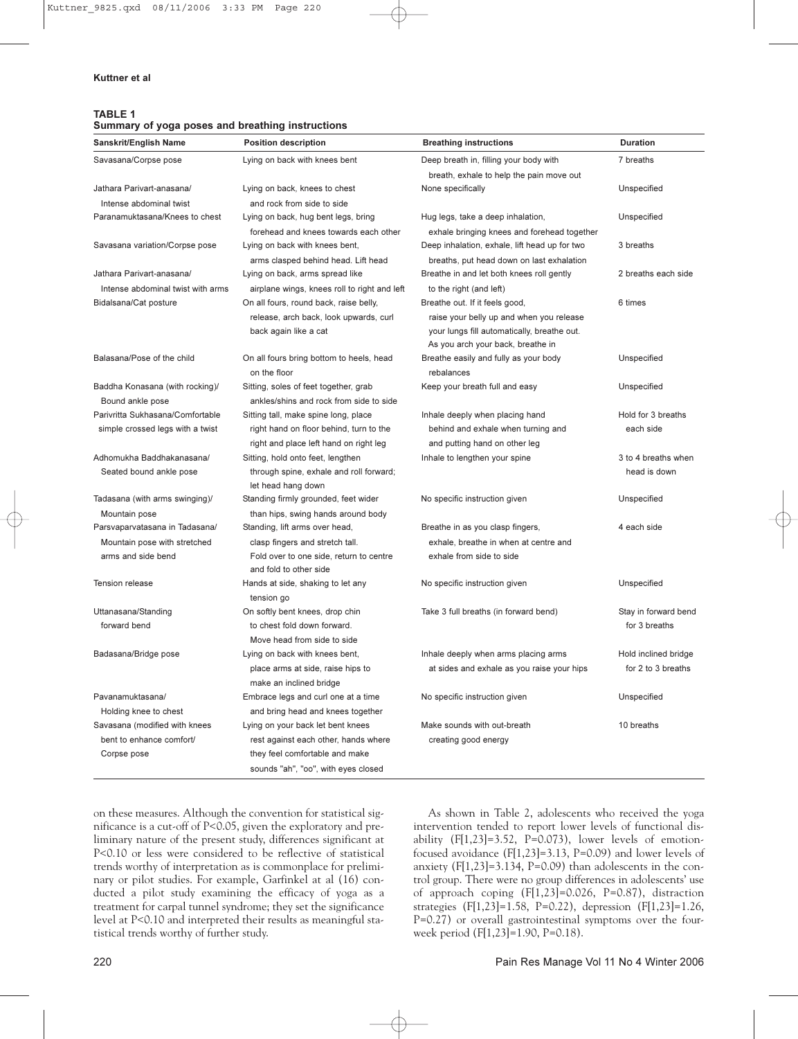**TABLE 1**
**Summary of yoga poses and breathing instructions**

| Sanskrit/English Name | Position description | Breathing instructions | Duration |
|---|---|---|---|
| Savasana/Corpse pose | Lying on back with knees bent | Deep breath in, filling your body with breath, exhale to help the pain move out | 7 breaths |
| Jathara Parivart-anasana/ Intense abdominal twist | Lying on back, knees to chest and rock from side to side | None specifically | Unspecified |
| Paranamuktasana/Knees to chest | Lying on back, hug bent legs, bring forehead and knees towards each other | Hug legs, take a deep inhalation, exhale bringing knees and forehead together | Unspecified |
| Savasana variation/Corpse pose | Lying on back with knees bent, arms clasped behind head. Lift head | Deep inhalation, exhale, lift head up for two breaths, put head down on last exhalation | 3 breaths |
| Jathara Parivart-anasana/ Intense abdominal twist with arms | Lying on back, arms spread like airplane wings, knees roll to right and left | Breathe in and let both knees roll gently to the right (and left) | 2 breaths each side |
| Bidalsana/Cat posture | On all fours, round back, raise belly, release, arch back, look upwards, curl back again like a cat | Breathe out. If it feels good, raise your belly up and when you release your lungs fill automatically, breathe out. As you arch your back, breathe in | 6 times |
| Balasana/Pose of the child | On all fours bring bottom to heels, head on the floor | Breathe easily and fully as your body rebalances | Unspecified |
| Baddha Konasana (with rocking)/ Bound ankle pose | Sitting, soles of feet together, grab ankles/shins and rock from side to side | Keep your breath full and easy | Unspecified |
| Parivritta Sukhasana/Comfortable simple crossed legs with a twist | Sitting tall, make spine long, place right hand on floor behind, turn to the right and place left hand on right leg | Inhale deeply when placing hand behind and exhale when turning and and putting hand on other leg | Hold for 3 breaths each side |
| Adhomukha Baddhakanasana/ Seated bound ankle pose | Sitting, hold onto feet, lengthen through spine, exhale and roll forward; let head hang down | Inhale to lengthen your spine | 3 to 4 breaths when head is down |
| Tadasana (with arms swinging)/ Mountain pose | Standing firmly grounded, feet wider than hips, swing hands around body | No specific instruction given | Unspecified |
| Parsvaparvatasana in Tadasana/ Mountain pose with stretched arms and side bend | Standing, lift arms over head, clasp fingers and stretch tall. Fold over to one side, return to centre and fold to other side | Breathe in as you clasp fingers, exhale, breathe in when at centre and exhale from side to side | 4 each side |
| Tension release | Hands at side, shaking to let any tension go | No specific instruction given | Unspecified |
| Uttanasana/Standing forward bend | On softly bent knees, drop chin to chest fold down forward. Move head from side to side | Take 3 full breaths (in forward bend) | Stay in forward bend for 3 breaths |
| Badasana/Bridge pose | Lying on back with knees bent, place arms at side, raise hips to make an inclined bridge | Inhale deeply when arms placing arms at sides and exhale as you raise your hips | Hold inclined bridge for 2 to 3 breaths |
| Pavanamuktasana/ Holding knee to chest | Embrace legs and curl one at a time and bring head and knees together | No specific instruction given | Unspecified |
| Savasana (modified with knees bent to enhance comfort/ Corpse pose | Lying on your back let bent knees rest against each other, hands where they feel comfortable and make sounds "ah", "oo", with eyes closed | Make sounds with out-breath creating good energy | 10 breaths |

on these measures. Although the convention for statistical significance is a cut-off of $P<0.05$, given the exploratory and preliminary nature of the present study, differences significant at $P<0.10$ or less were considered to be reflective of statistical trends worthy of interpretation as is commonplace for preliminary or pilot studies. For example, Garfinkel at al (16) conducted a pilot study examining the efficacy of yoga as a treatment for carpal tunnel syndrome; they set the significance level at $P<0.10$ and interpreted their results as meaningful statistical trends worthy of further study.

As shown in Table 2, adolescents who received the yoga intervention tended to report lower levels of functional disability ($F[1,23]=3.52$, $P=0.073$), lower levels of emotion-focused avoidance ($F[1,23]=3.13$, $P=0.09$) and lower levels of anxiety ($F[1,23]=3.134$, $P=0.09$) than adolescents in the control group. There were no group differences in adolescents' use of approach coping ($F[1,23]=0.026$, $P=0.87$), distraction strategies ($F[1,23]=1.58$, $P=0.22$), depression ($F[1,23]=1.26$, $P=0.27$) or overall gastrointestinal symptoms over the four-week period ($F[1,23]=1.90$, $P=0.18$).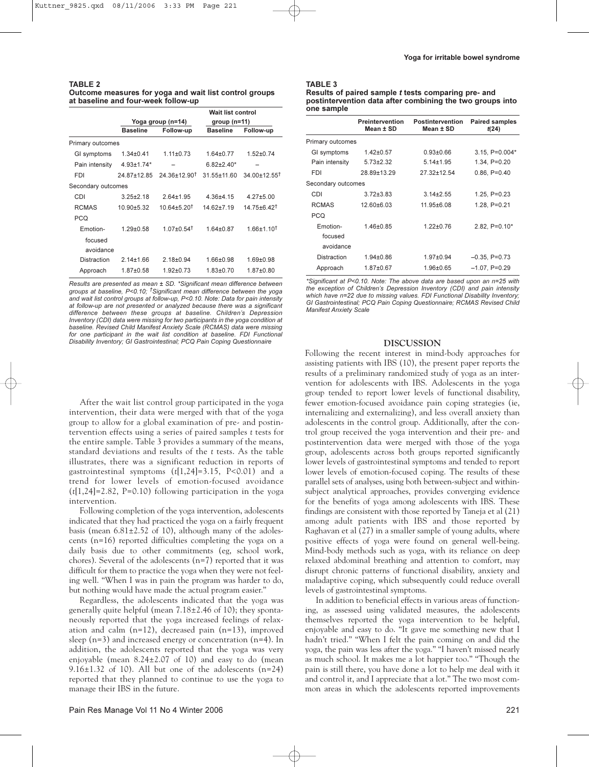**TABLE 2**
**Outcome measures for yoga and wait list control groups at baseline and four-week follow-up**

| | Yoga group (n=14) | | Wait list control group (n=11) | |
|---|---|---|---|---|
| | Baseline | Follow-up | Baseline | Follow-up |
| Primary outcomes | | | | |
| GI symptoms | 1.34±0.41 | 1.11±0.73 | 1.64±0.77 | 1.52±0.74 |
| Pain intensity | 4.93±1.74* | – | 6.82±2.40* | – |
| FDI | 24.87±12.85 | 24.36±12.90† | 31.55±11.60 | 34.00±12.55† |
| Secondary outcomes | | | | |
| CDI | 3.25±2.18 | 2.64±1.95 | 4.36±4.15 | 4.27±5.00 |
| RCMAS | 10.90±5.32 | 10.64±5.20† | 14.62±7.19 | 14.75±6.42† |
| PCQ | | | | |
| Emotion-focused avoidance | 1.29±0.58 | 1.07±0.54† | 1.64±0.87 | 1.66±1.10† |
| Distraction | 2.14±1.66 | 2.18±0.94 | 1.66±0.98 | 1.69±0.98 |
| Approach | 1.87±0.58 | 1.92±0.73 | 1.83±0.70 | 1.87±0.80 |

*Results are presented as mean ± SD. *Significant mean difference between groups at baseline, P<0.10; †Significant mean difference between the yoga and wait list control groups at follow-up, P<0.10. Note: Data for pain intensity at follow-up are not presented or analyzed because there was a significant difference between these groups at baseline. Children's Depression Inventory (CDI) data were missing for two participants in the yoga condition at baseline. Revised Child Manifest Anxiety Scale (RCMAS) data were missing for one participant in the wait list condition at baseline. FDI Functional Disability Inventory; GI Gastrointestinal; PCQ Pain Coping Questionnaire*

**TABLE 3**
**Results of paired sample *t* tests comparing pre- and postintervention data after combining the two groups into one sample**

| | Preintervention Mean ± SD | Postintervention Mean ± SD | Paired samples *t*(24) |
|---|---|---|---|
| Primary outcomes | | | |
| GI symptoms | 1.42±0.57 | 0.93±0.66 | 3.15, P=0.004* |
| Pain intensity | 5.73±2.32 | 5.14±1.95 | 1.34, P=0.20 |
| FDI | 28.89±13.29 | 27.32±12.54 | 0.86, P=0.40 |
| Secondary outcomes | | | |
| CDI | 3.72±3.83 | 3.14±2.55 | 1.25, P=0.23 |
| RCMAS | 12.60±6.03 | 11.95±6.08 | 1.28, P=0.21 |
| PCQ | | | |
| Emotion-focused avoidance | 1.46±0.85 | 1.22±0.76 | 2.82, P=0.10* |
| Distraction | 1.94±0.86 | 1.97±0.94 | –0.35, P=0.73 |
| Approach | 1.87±0.67 | 1.96±0.65 | –1.07, P=0.29 |

*\*Significant at P<0.10. Note: The above data are based upon an n=25 with the exception of Children's Depression Inventory (CDI) and pain intensity which have n=22 due to missing values. FDI Functional Disability Inventory; GI Gastrointestinal; PCQ Pain Coping Questionnaire; RCMAS Revised Child Manifest Anxiety Scale*

After the wait list control group participated in the yoga intervention, their data were merged with that of the yoga group to allow for a global examination of pre- and postintervention effects using a series of paired samples *t* tests for the entire sample. Table 3 provides a summary of the means, standard deviations and results of the *t* tests. As the table illustrates, there was a significant reduction in reports of gastrointestinal symptoms ($t[1,24]=3.15$, $P<0.01$) and a trend for lower levels of emotion-focused avoidance ($t[1,24]=2.82$, $P=0.10$) following participation in the yoga intervention.

Following completion of the yoga intervention, adolescents indicated that they had practiced the yoga on a fairly frequent basis (mean 6.81±2.52 of 10), although many of the adolescents (n=16) reported difficulties completing the yoga on a daily basis due to other commitments (eg, school work, chores). Several of the adolescents (n=7) reported that it was difficult for them to practice the yoga when they were not feeling well. "When I was in pain the program was harder to do, but nothing would have made the actual program easier."

Regardless, the adolescents indicated that the yoga was generally quite helpful (mean 7.18±2.46 of 10); they spontaneously reported that the yoga increased feelings of relaxation and calm (n=12), decreased pain (n=13), improved sleep (n=3) and increased energy or concentration (n=4). In addition, the adolescents reported that the yoga was very enjoyable (mean 8.24±2.07 of 10) and easy to do (mean 9.16±1.32 of 10). All but one of the adolescents (n=24) reported that they planned to continue to use the yoga to manage their IBS in the future.

## DISCUSSION

Following the recent interest in mind-body approaches for assisting patients with IBS (10), the present paper reports the results of a preliminary randomized study of yoga as an intervention for adolescents with IBS. Adolescents in the yoga group tended to report lower levels of functional disability, fewer emotion-focused avoidance pain coping strategies (ie, internalizing and externalizing), and less overall anxiety than adolescents in the control group. Additionally, after the control group received the yoga intervention and their pre- and postintervention data were merged with those of the yoga group, adolescents across both groups reported significantly lower levels of gastrointestinal symptoms and tended to report lower levels of emotion-focused coping. The results of these parallel sets of analyses, using both between-subject and within-subject analytical approaches, provides converging evidence for the benefits of yoga among adolescents with IBS. These findings are consistent with those reported by Taneja et al (21) among adult patients with IBS and those reported by Raghavan et al (27) in a smaller sample of young adults, where positive effects of yoga were found on general well-being. Mind-body methods such as yoga, with its reliance on deep relaxed abdominal breathing and attention to comfort, may disrupt chronic patterns of functional disability, anxiety and maladaptive coping, which subsequently could reduce overall levels of gastrointestinal symptoms.

In addition to beneficial effects in various areas of functioning, as assessed using validated measures, the adolescents themselves reported the yoga intervention to be helpful, enjoyable and easy to do. "It gave me something new that I hadn't tried." "When I felt the pain coming on and did the yoga, the pain was less after the yoga." "I haven't missed nearly as much school. It makes me a lot happier too." "Though the pain is still there, you have done a lot to help me deal with it and control it, and I appreciate that a lot." The two most common areas in which the adolescents reported improvements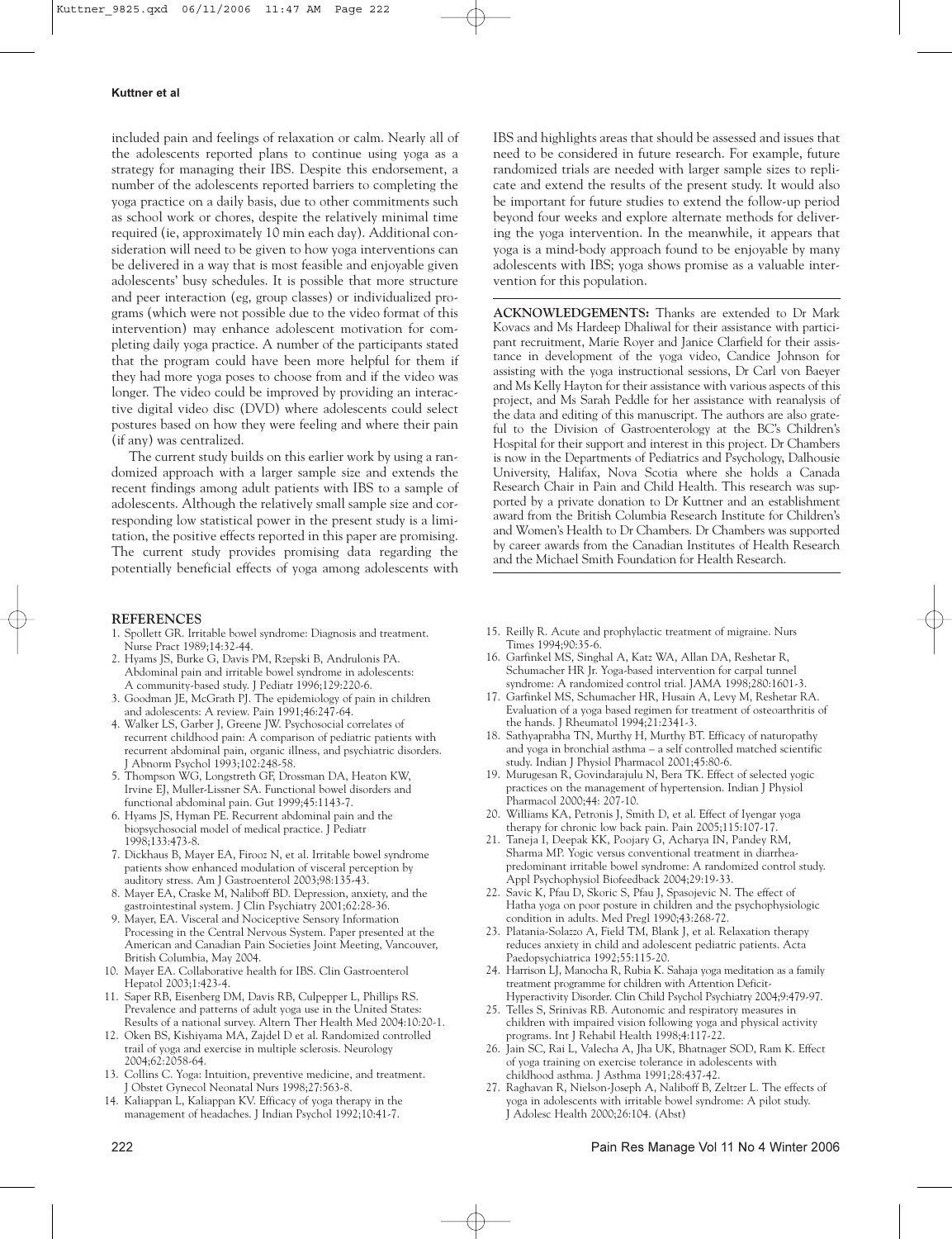included pain and feelings of relaxation or calm. Nearly all of the adolescents reported plans to continue using yoga as a strategy for managing their IBS. Despite this endorsement, a number of the adolescents reported barriers to completing the yoga practice on a daily basis, due to other commitments such as school work or chores, despite the relatively minimal time required (ie, approximately 10 min each day). Additional consideration will need to be given to how yoga interventions can be delivered in a way that is most feasible and enjoyable given adolescents' busy schedules. It is possible that more structure and peer interaction (eg, group classes) or individualized programs (which were not possible due to the video format of this intervention) may enhance adolescent motivation for completing daily yoga practice. A number of the participants stated that the program could have been more helpful for them if they had more yoga poses to choose from and if the video was longer. The video could be improved by providing an interactive digital video disc (DVD) where adolescents could select postures based on how they were feeling and where their pain (if any) was centralized.

The current study builds on this earlier work by using a randomized approach with a larger sample size and extends the recent findings among adult patients with IBS to a sample of adolescents. Although the relatively small sample size and corresponding low statistical power in the present study is a limitation, the positive effects reported in this paper are promising. The current study provides promising data regarding the potentially beneficial effects of yoga among adolescents with IBS and highlights areas that should be assessed and issues that need to be considered in future research. For example, future randomized trials are needed with larger sample sizes to replicate and extend the results of the present study. It would also be important for future studies to extend the follow-up period beyond four weeks and explore alternate methods for delivering the yoga intervention. In the meanwhile, it appears that yoga is a mind-body approach found to be enjoyable by many adolescents with IBS; yoga shows promise as a valuable intervention for this population.

**ACKNOWLEDGEMENTS:** Thanks are extended to Dr Mark Kovacs and Ms Hardeep Dhaliwal for their assistance with participant recruitment, Marie Royer and Janice Clarfield for their assistance in development of the yoga video, Candice Johnson for assisting with the yoga instructional sessions, Dr Carl von Baeyer and Ms Kelly Hayton for their assistance with various aspects of this project, and Ms Sarah Peddle for her assistance with reanalysis of the data and editing of this manuscript. The authors are also grateful to the Division of Gastroenterology at the BC's Children's Hospital for their support and interest in this project. Dr Chambers is now in the Departments of Pediatrics and Psychology, Dalhousie University, Halifax, Nova Scotia where she holds a Canada Research Chair in Pain and Child Health. This research was supported by a private donation to Dr Kuttner and an establishment award from the British Columbia Research Institute for Children's and Women's Health to Dr Chambers. Dr Chambers was supported by career awards from the Canadian Institutes of Health Research and the Michael Smith Foundation for Health Research.

## REFERENCES

1. Spollett GR. Irritable bowel syndrome: Diagnosis and treatment. Nurse Pract 1989;14:32-44.
2. Hyams JS, Burke G, Davis PM, Rzepski B, Andrulonis PA. Abdominal pain and irritable bowel syndrome in adolescents: A community-based study. J Pediatr 1996;129:220-6.
3. Goodman JE, McGrath PJ. The epidemiology of pain in children and adolescents: A review. Pain 1991;46:247-64.
4. Walker LS, Garber J, Greene JW. Psychosocial correlates of recurrent childhood pain: A comparison of pediatric patients with recurrent abdominal pain, organic illness, and psychiatric disorders. J Abnorm Psychol 1993;102:248-58.
5. Thompson WG, Longstreth GF, Drossman DA, Heaton KW, Irvine EJ, Muller-Lissner SA. Functional bowel disorders and functional abdominal pain. Gut 1999;45:1143-7.
6. Hyams JS, Hyman PE. Recurrent abdominal pain and the biopsychosocial model of medical practice. J Pediatr 1998;133:473-8.
7. Dickhaus B, Mayer EA, Firooz N, et al. Irritable bowel syndrome patients show enhanced modulation of visceral perception by auditory stress. Am J Gastroenterol 2003;98:135-43.
8. Mayer EA, Craske M, Naliboff BD. Depression, anxiety, and the gastrointestinal system. J Clin Psychiatry 2001;62:28-36.
9. Mayer, EA. Visceral and Nociceptive Sensory Information Processing in the Central Nervous System. Paper presented at the American and Canadian Pain Societies Joint Meeting, Vancouver, British Columbia, May 2004.
10. Mayer EA. Collaborative health for IBS. Clin Gastroenterol Hepatol 2003;1:423-4.
11. Saper RB, Eisenberg DM, Davis RB, Culpepper L, Phillips RS. Prevalence and patterns of adult yoga use in the United States: Results of a national survey. Altern Ther Health Med 2004:10:20-1.
12. Oken BS, Kishiyama MA, Zajdel D et al. Randomized controlled trail of yoga and exercise in multiple sclerosis. Neurology 2004;62:2058-64.
13. Collins C. Yoga: Intuition, preventive medicine, and treatment. J Obstet Gynecol Neonatal Nurs 1998;27:563-8.
14. Kaliappan L, Kaliappan KV. Efficacy of yoga therapy in the management of headaches. J Indian Psychol 1992;10:41-7.
15. Reilly R. Acute and prophylactic treatment of migraine. Nurs Times 1994;90:35-6.
16. Garfinkel MS, Singhal A, Katz WA, Allan DA, Reshetar R, Schumacher HR Jr. Yoga-based intervention for carpal tunnel syndrome: A randomized control trial. JAMA 1998;280:1601-3.
17. Garfinkel MS, Schumacher HR, Husain A, Levy M, Reshetar RA. Evaluation of a yoga based regimen for treatment of osteoarthritis of the hands. J Rheumatol 1994;21:2341-3.
18. Sathyaprabha TN, Murthy H, Murthy BT. Efficacy of naturopathy and yoga in bronchial asthma – a self controlled matched scientific study. Indian J Physiol Pharmacol 2001;45:80-6.
19. Murugesan R, Govindarajulu N, Bera TK. Effect of selected yogic practices on the management of hypertension. Indian J Physiol Pharmacol 2000;44: 207-10.
20. Williams KA, Petronis J, Smith D, et al. Effect of Iyengar yoga therapy for chronic low back pain. Pain 2005;115:107-17.
21. Taneja I, Deepak KK, Poojary G, Acharya IN, Pandey RM, Sharma MP. Yogic versus conventional treatment in diarrhea-predominant irritable bowel syndrome: A randomized control study. Appl Psychophysiol Biofeedback 2004;29:19-33.
22. Savic K, Pfau D, Skoric S, Pfau J, Spasojevic N. The effect of Hatha yoga on poor posture in children and the psychophysiologic condition in adults. Med Pregl 1990;43:268-72.
23. Platania-Solazzo A, Field TM, Blank J, et al. Relaxation therapy reduces anxiety in child and adolescent pediatric patients. Acta Paedopsychiatrica 1992;55:115-20.
24. Harrison LJ, Manocha R, Rubia K. Sahaja yoga meditation as a family treatment programme for children with Attention Deficit-Hyperactivity Disorder. Clin Child Psychol Psychiatry 2004;9:479-97.
25. Telles S, Srinivas RB. Autonomic and respiratory measures in children with impaired vision following yoga and physical activity programs. Int J Rehabil Health 1998;4:117-22.
26. Jain SC, Rai L, Valecha A, Jha UK, Bhatnager SOD, Ram K. Effect of yoga training on exercise tolerance in adolescents with childhood asthma. J Asthma 1991;28:437-42.
27. Raghavan R, Nielson-Joseph A, Naliboff B, Zeltzer L. The effects of yoga in adolescents with irritable bowel syndrome: A pilot study. J Adolesc Health 2000;26:104. (Abst)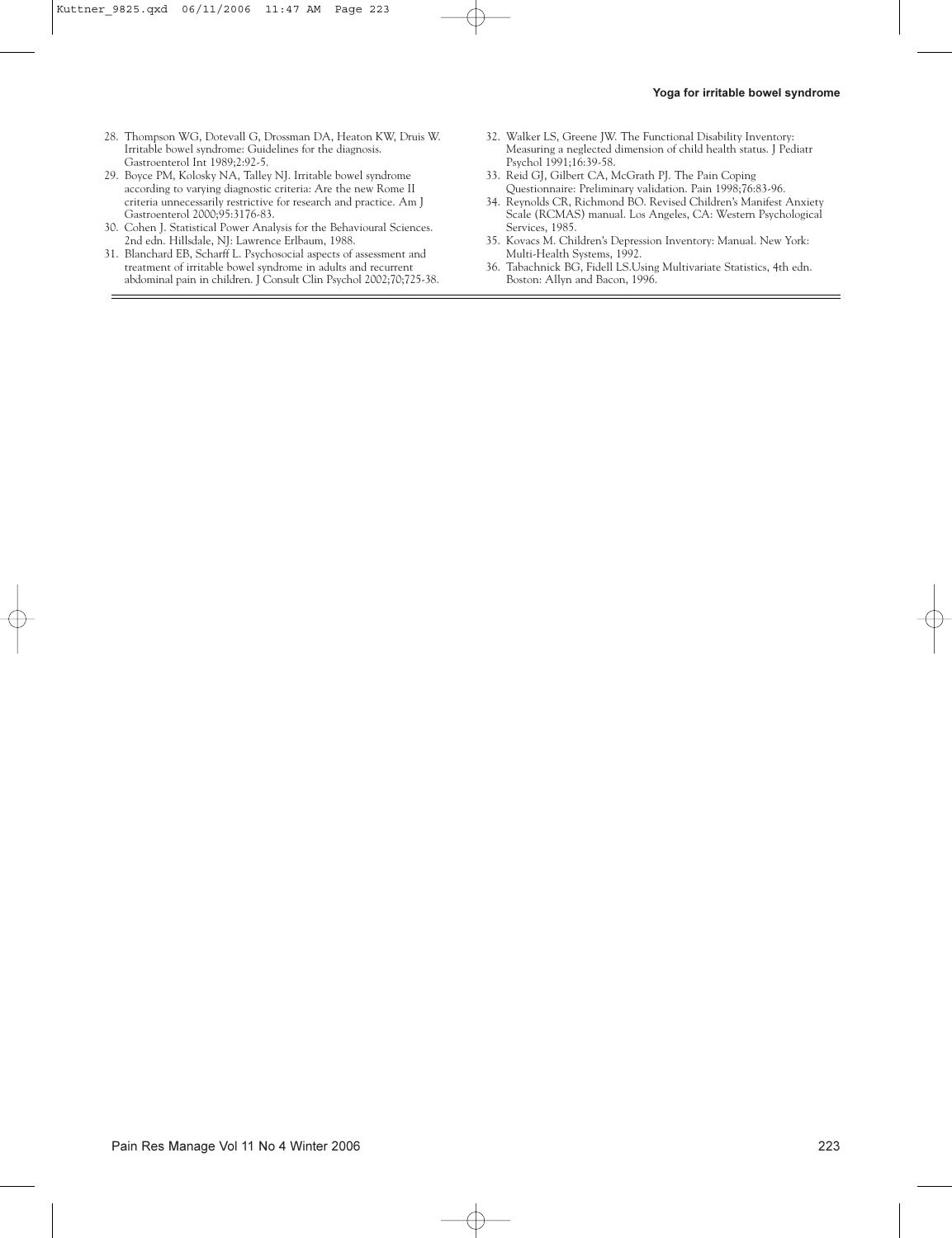28. Thompson WG, Dotevall G, Drossman DA, Heaton KW, Druis W. Irritable bowel syndrome: Guidelines for the diagnosis. Gastroenterol Int 1989;2:92-5.
29. Boyce PM, Kolosky NA, Talley NJ. Irritable bowel syndrome according to varying diagnostic criteria: Are the new Rome II criteria unnecessarily restrictive for research and practice. Am J Gastroenterol 2000;95:3176-83.
30. Cohen J. Statistical Power Analysis for the Behavioural Sciences. 2nd edn. Hillsdale, NJ: Lawrence Erlbaum, 1988.
31. Blanchard EB, Scharff L. Psychosocial aspects of assessment and treatment of irritable bowel syndrome in adults and recurrent abdominal pain in children. J Consult Clin Psychol 2002;70;725-38.
32. Walker LS, Greene JW. The Functional Disability Inventory: Measuring a neglected dimension of child health status. J Pediatr Psychol 1991;16:39-58.
33. Reid GJ, Gilbert CA, McGrath PJ. The Pain Coping Questionnaire: Preliminary validation. Pain 1998;76:83-96.
34. Reynolds CR, Richmond BO. Revised Children's Manifest Anxiety Scale (RCMAS) manual. Los Angeles, CA: Western Psychological Services, 1985.
35. Kovacs M. Children's Depression Inventory: Manual. New York: Multi-Health Systems, 1992.
36. Tabachnick BG, Fidell LS.Using Multivariate Statistics, 4th edn. Boston: Allyn and Bacon, 1996.